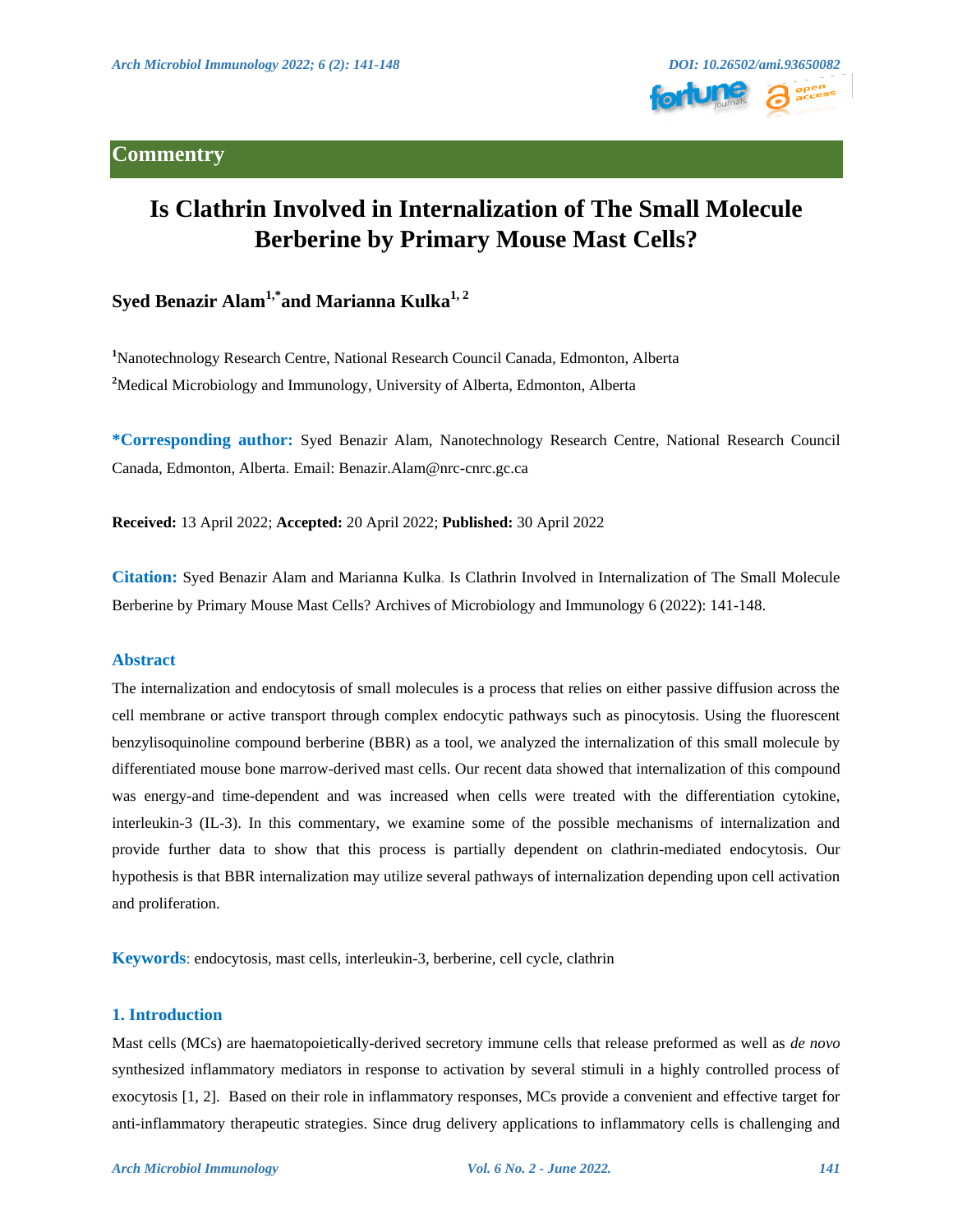## Commentry

# Is Clathrin Involved in Internalization of The Small Molecule Berberine by Primary Mouse Mast Cells?

**Syed Benazir Alam[1,*] and Marianna Kulka[1, 2]**

[1]Nanotechnology Research Centre, National Research Council Canada, Edmonton, Alberta

[2]Medical Microbiology and Immunology, University of Alberta, Edmonton, Alberta

**\*Corresponding author:** Syed Benazir Alam, Nanotechnology Research Centre, National Research Council Canada, Edmonton, Alberta. Email: Benazir.Alam@nrc-cnrc.gc.ca

**Received:** 13 April 2022; **Accepted:** 20 April 2022; **Published:** 30 April 2022

**Citation:** Syed Benazir Alam and Marianna Kulka. Is Clathrin Involved in Internalization of The Small Molecule Berberine by Primary Mouse Mast Cells? Archives of Microbiology and Immunology 6 (2022): 141-148.

## Abstract

The internalization and endocytosis of small molecules is a process that relies on either passive diffusion across the cell membrane or active transport through complex endocytic pathways such as pinocytosis. Using the fluorescent benzylisoquinoline compound berberine (BBR) as a tool, we analyzed the internalization of this small molecule by differentiated mouse bone marrow-derived mast cells. Our recent data showed that internalization of this compound was energy-and time-dependent and was increased when cells were treated with the differentiation cytokine, interleukin-3 (IL-3). In this commentary, we examine some of the possible mechanisms of internalization and provide further data to show that this process is partially dependent on clathrin-mediated endocytosis. Our hypothesis is that BBR internalization may utilize several pathways of internalization depending upon cell activation and proliferation.

**Keywords**: endocytosis, mast cells, interleukin-3, berberine, cell cycle, clathrin

## 1. Introduction

Mast cells (MCs) are haematopoietically-derived secretory immune cells that release preformed as well as *de novo* synthesized inflammatory mediators in response to activation by several stimuli in a highly controlled process of exocytosis [1, 2]. Based on their role in inflammatory responses, MCs provide a convenient and effective target for anti-inflammatory therapeutic strategies. Since drug delivery applications to inflammatory cells is challenging and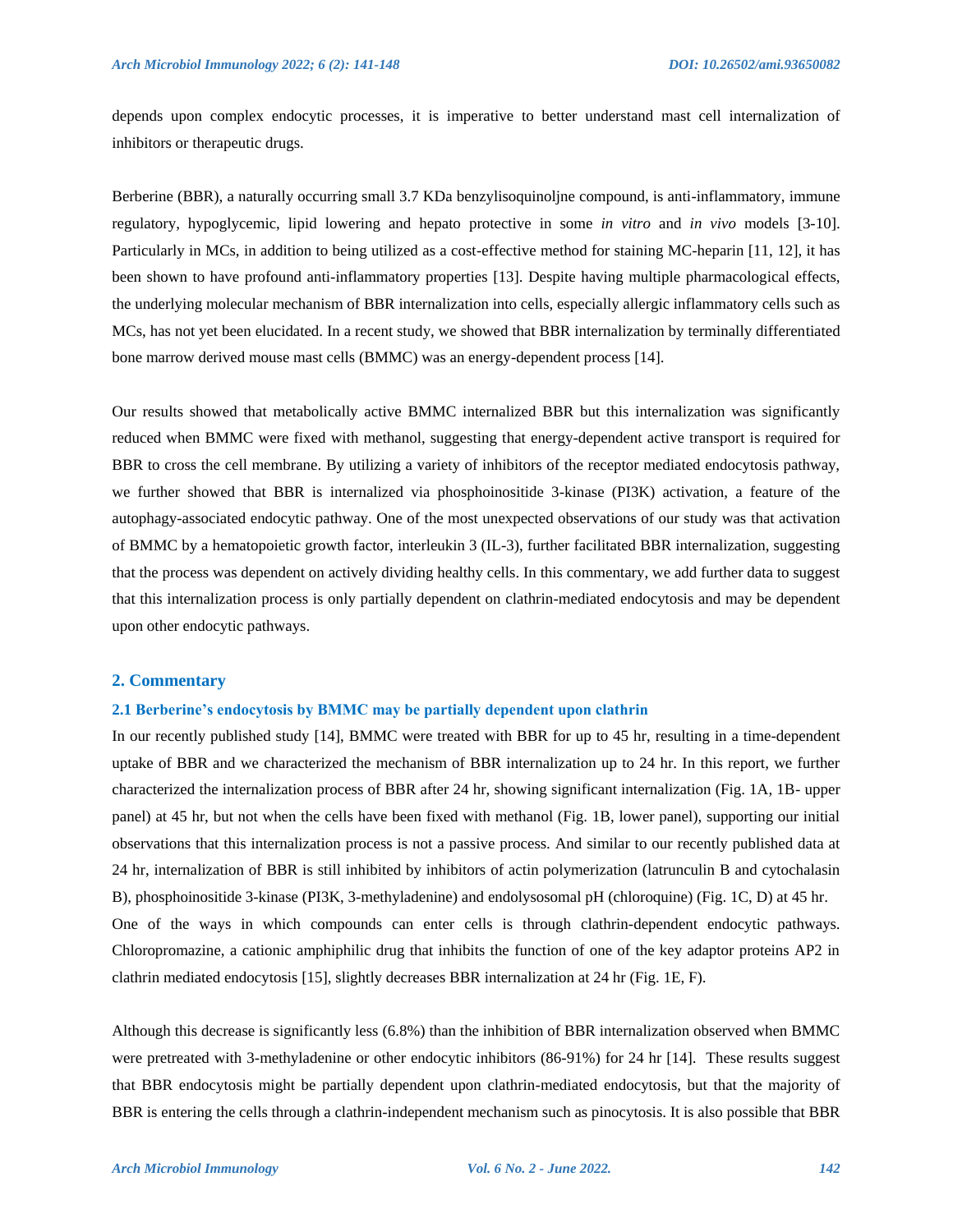depends upon complex endocytic processes, it is imperative to better understand mast cell internalization of inhibitors or therapeutic drugs.

Berberine (BBR), a naturally occurring small 3.7 KDa benzylisoquinoljne compound, is anti-inflammatory, immune regulatory, hypoglycemic, lipid lowering and hepato protective in some *in vitro* and *in vivo* models [3-10]. Particularly in MCs, in addition to being utilized as a cost-effective method for staining MC-heparin [11, 12], it has been shown to have profound anti-inflammatory properties [13]. Despite having multiple pharmacological effects, the underlying molecular mechanism of BBR internalization into cells, especially allergic inflammatory cells such as MCs, has not yet been elucidated. In a recent study, we showed that BBR internalization by terminally differentiated bone marrow derived mouse mast cells (BMMC) was an energy-dependent process [14].

Our results showed that metabolically active BMMC internalized BBR but this internalization was significantly reduced when BMMC were fixed with methanol, suggesting that energy-dependent active transport is required for BBR to cross the cell membrane. By utilizing a variety of inhibitors of the receptor mediated endocytosis pathway, we further showed that BBR is internalized via phosphoinositide 3-kinase (PI3K) activation, a feature of the autophagy-associated endocytic pathway. One of the most unexpected observations of our study was that activation of BMMC by a hematopoietic growth factor, interleukin 3 (IL-3), further facilitated BBR internalization, suggesting that the process was dependent on actively dividing healthy cells. In this commentary, we add further data to suggest that this internalization process is only partially dependent on clathrin-mediated endocytosis and may be dependent upon other endocytic pathways.

## 2. Commentary

### 2.1 Berberine's endocytosis by BMMC may be partially dependent upon clathrin

In our recently published study [14], BMMC were treated with BBR for up to 45 hr, resulting in a time-dependent uptake of BBR and we characterized the mechanism of BBR internalization up to 24 hr. In this report, we further characterized the internalization process of BBR after 24 hr, showing significant internalization (Fig. 1A, 1B- upper panel) at 45 hr, but not when the cells have been fixed with methanol (Fig. 1B, lower panel), supporting our initial observations that this internalization process is not a passive process. And similar to our recently published data at 24 hr, internalization of BBR is still inhibited by inhibitors of actin polymerization (latrunculin B and cytochalasin B), phosphoinositide 3-kinase (PI3K, 3-methyladenine) and endolysosomal pH (chloroquine) (Fig. 1C, D) at 45 hr.
One of the ways in which compounds can enter cells is through clathrin-dependent endocytic pathways. Chloropromazine, a cationic amphiphilic drug that inhibits the function of one of the key adaptor proteins AP2 in clathrin mediated endocytosis [15], slightly decreases BBR internalization at 24 hr (Fig. 1E, F).

Although this decrease is significantly less (6.8%) than the inhibition of BBR internalization observed when BMMC were pretreated with 3-methyladenine or other endocytic inhibitors (86-91%) for 24 hr [14]. These results suggest that BBR endocytosis might be partially dependent upon clathrin-mediated endocytosis, but that the majority of BBR is entering the cells through a clathrin-independent mechanism such as pinocytosis. It is also possible that BBR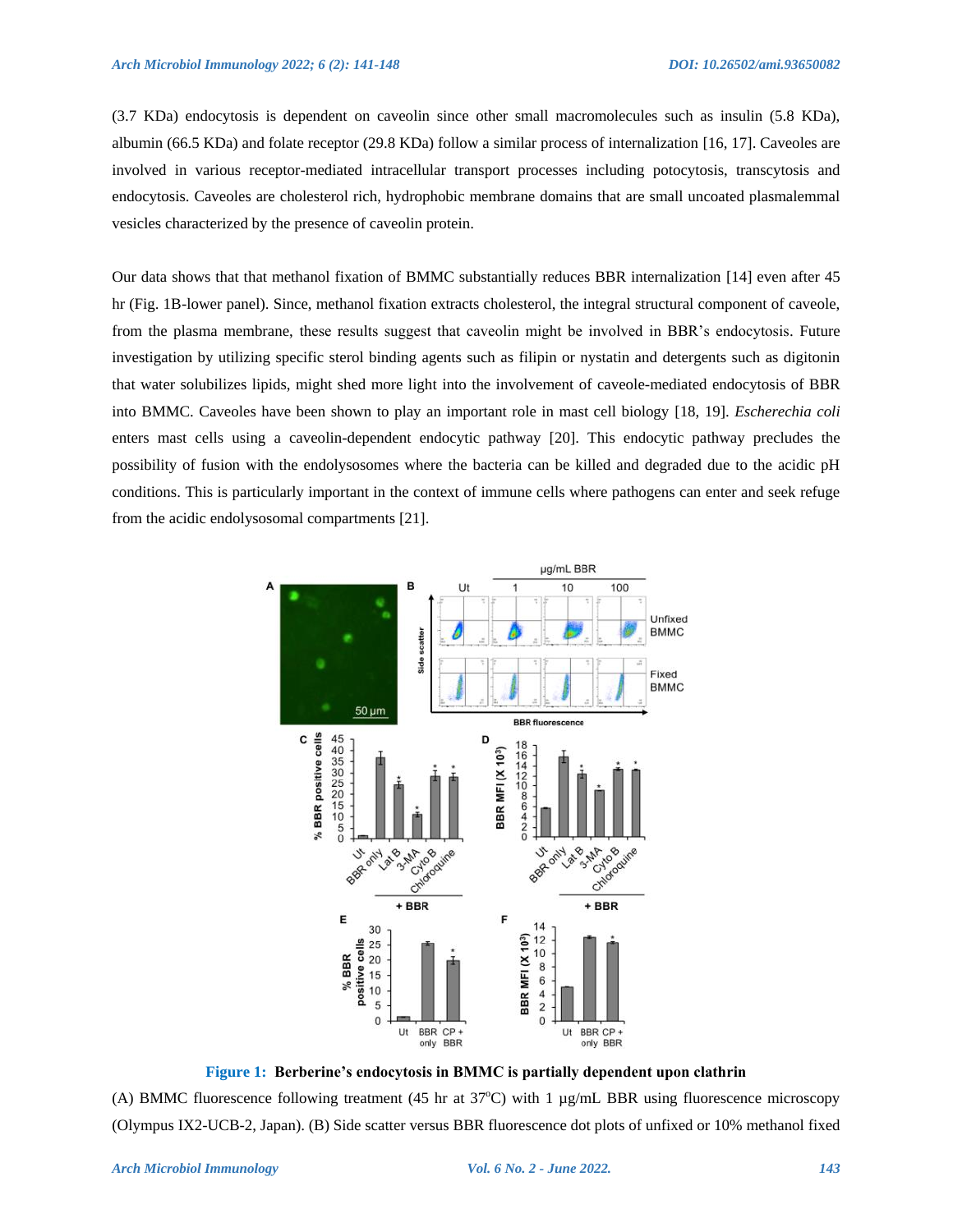(3.7 KDa) endocytosis is dependent on caveolin since other small macromolecules such as insulin (5.8 KDa), albumin (66.5 KDa) and folate receptor (29.8 KDa) follow a similar process of internalization [16, 17]. Caveoles are involved in various receptor-mediated intracellular transport processes including potocytosis, transcytosis and endocytosis. Caveoles are cholesterol rich, hydrophobic membrane domains that are small uncoated plasmalemmal vesicles characterized by the presence of caveolin protein.

Our data shows that that methanol fixation of BMMC substantially reduces BBR internalization [14] even after 45 hr (Fig. 1B-lower panel). Since, methanol fixation extracts cholesterol, the integral structural component of caveole, from the plasma membrane, these results suggest that caveolin might be involved in BBR's endocytosis. Future investigation by utilizing specific sterol binding agents such as filipin or nystatin and detergents such as digitonin that water solubilizes lipids, might shed more light into the involvement of caveole-mediated endocytosis of BBR into BMMC. Caveoles have been shown to play an important role in mast cell biology [18, 19]. *Escherechia coli* enters mast cells using a caveolin-dependent endocytic pathway [20]. This endocytic pathway precludes the possibility of fusion with the endolysosomes where the bacteria can be killed and degraded due to the acidic pH conditions. This is particularly important in the context of immune cells where pathogens can enter and seek refuge from the acidic endolysosomal compartments [21].

**Figure 1: Berberine's endocytosis in BMMC is partially dependent upon clathrin**

(A) BMMC fluorescence following treatment (45 hr at 37°C) with 1 µg/mL BBR using fluorescence microscopy (Olympus IX2-UCB-2, Japan). (B) Side scatter versus BBR fluorescence dot plots of unfixed or 10% methanol fixed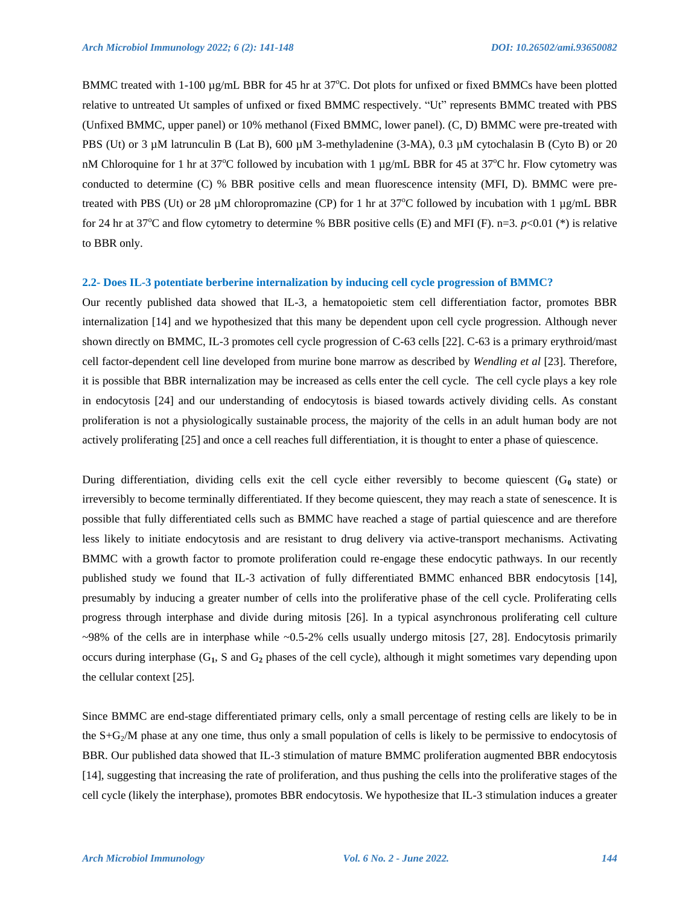BMMC treated with 1-100 µg/mL BBR for 45 hr at 37°C. Dot plots for unfixed or fixed BMMCs have been plotted relative to untreated Ut samples of unfixed or fixed BMMC respectively. "Ut" represents BMMC treated with PBS (Unfixed BMMC, upper panel) or 10% methanol (Fixed BMMC, lower panel). (C, D) BMMC were pre-treated with PBS (Ut) or 3 µM latrunculin B (Lat B), 600 µM 3-methyladenine (3-MA), 0.3 µM cytochalasin B (Cyto B) or 20 nM Chloroquine for 1 hr at 37°C followed by incubation with 1 µg/mL BBR for 45 at 37°C hr. Flow cytometry was conducted to determine (C) % BBR positive cells and mean fluorescence intensity (MFI, D). BMMC were pre-treated with PBS (Ut) or 28 µM chloropromazine (CP) for 1 hr at 37°C followed by incubation with 1 µg/mL BBR for 24 hr at 37°C and flow cytometry to determine % BBR positive cells (E) and MFI (F). n=3. $p<0.01$ (*) is relative to BBR only.

### 2.2- Does IL-3 potentiate berberine internalization by inducing cell cycle progression of BMMC?

Our recently published data showed that IL-3, a hematopoietic stem cell differentiation factor, promotes BBR internalization [14] and we hypothesized that this many be dependent upon cell cycle progression. Although never shown directly on BMMC, IL-3 promotes cell cycle progression of C-63 cells [22]. C-63 is a primary erythroid/mast cell factor-dependent cell line developed from murine bone marrow as described by *Wendling et al* [23]. Therefore, it is possible that BBR internalization may be increased as cells enter the cell cycle. The cell cycle plays a key role in endocytosis [24] and our understanding of endocytosis is biased towards actively dividing cells. As constant proliferation is not a physiologically sustainable process, the majority of the cells in an adult human body are not actively proliferating [25] and once a cell reaches full differentiation, it is thought to enter a phase of quiescence.

During differentiation, dividing cells exit the cell cycle either reversibly to become quiescent ($G_0$ state) or irreversibly to become terminally differentiated. If they become quiescent, they may reach a state of senescence. It is possible that fully differentiated cells such as BMMC have reached a stage of partial quiescence and are therefore less likely to initiate endocytosis and are resistant to drug delivery via active-transport mechanisms. Activating BMMC with a growth factor to promote proliferation could re-engage these endocytic pathways. In our recently published study we found that IL-3 activation of fully differentiated BMMC enhanced BBR endocytosis [14], presumably by inducing a greater number of cells into the proliferative phase of the cell cycle. Proliferating cells progress through interphase and divide during mitosis [26]. In a typical asynchronous proliferating cell culture ~98% of the cells are in interphase while ~0.5-2% cells usually undergo mitosis [27, 28]. Endocytosis primarily occurs during interphase ($G_1$, S and $G_2$ phases of the cell cycle), although it might sometimes vary depending upon the cellular context [25].

Since BMMC are end-stage differentiated primary cells, only a small percentage of resting cells are likely to be in the S+$G_2$/M phase at any one time, thus only a small population of cells is likely to be permissive to endocytosis of BBR. Our published data showed that IL-3 stimulation of mature BMMC proliferation augmented BBR endocytosis [14], suggesting that increasing the rate of proliferation, and thus pushing the cells into the proliferative stages of the cell cycle (likely the interphase), promotes BBR endocytosis. We hypothesize that IL-3 stimulation induces a greater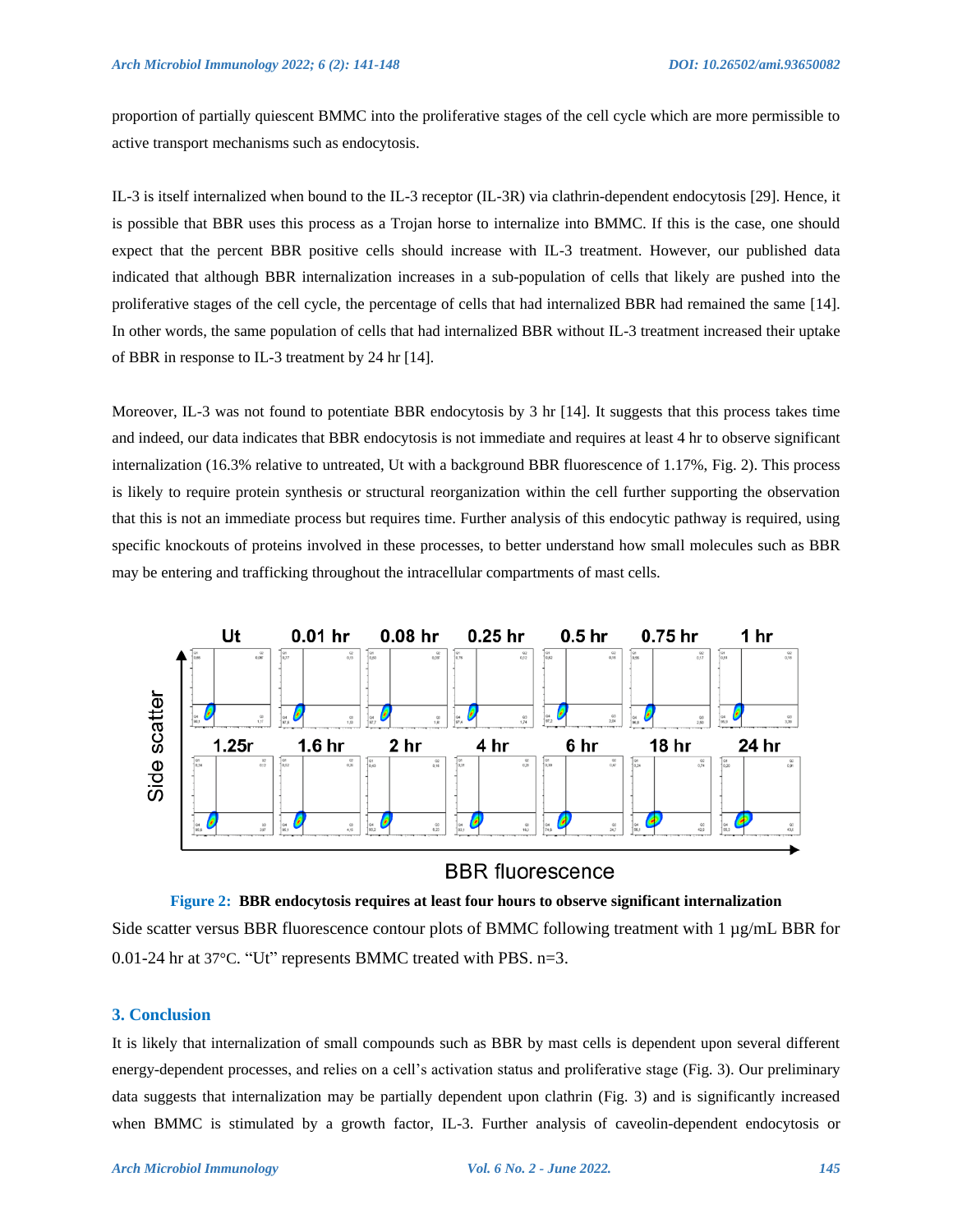proportion of partially quiescent BMMC into the proliferative stages of the cell cycle which are more permissible to active transport mechanisms such as endocytosis.

IL-3 is itself internalized when bound to the IL-3 receptor (IL-3R) via clathrin-dependent endocytosis [29]. Hence, it is possible that BBR uses this process as a Trojan horse to internalize into BMMC. If this is the case, one should expect that the percent BBR positive cells should increase with IL-3 treatment. However, our published data indicated that although BBR internalization increases in a sub-population of cells that likely are pushed into the proliferative stages of the cell cycle, the percentage of cells that had internalized BBR had remained the same [14]. In other words, the same population of cells that had internalized BBR without IL-3 treatment increased their uptake of BBR in response to IL-3 treatment by 24 hr [14].

Moreover, IL-3 was not found to potentiate BBR endocytosis by 3 hr [14]. It suggests that this process takes time and indeed, our data indicates that BBR endocytosis is not immediate and requires at least 4 hr to observe significant internalization (16.3% relative to untreated, Ut with a background BBR fluorescence of 1.17%, Fig. 2). This process is likely to require protein synthesis or structural reorganization within the cell further supporting the observation that this is not an immediate process but requires time. Further analysis of this endocytic pathway is required, using specific knockouts of proteins involved in these processes, to better understand how small molecules such as BBR may be entering and trafficking throughout the intracellular compartments of mast cells.

**Figure 2: BBR endocytosis requires at least four hours to observe significant internalization**

Side scatter versus BBR fluorescence contour plots of BMMC following treatment with 1 µg/mL BBR for 0.01-24 hr at 37°C. "Ut" represents BMMC treated with PBS. n=3.

## 3. Conclusion

It is likely that internalization of small compounds such as BBR by mast cells is dependent upon several different energy-dependent processes, and relies on a cell's activation status and proliferative stage (Fig. 3). Our preliminary data suggests that internalization may be partially dependent upon clathrin (Fig. 3) and is significantly increased when BMMC is stimulated by a growth factor, IL-3. Further analysis of caveolin-dependent endocytosis or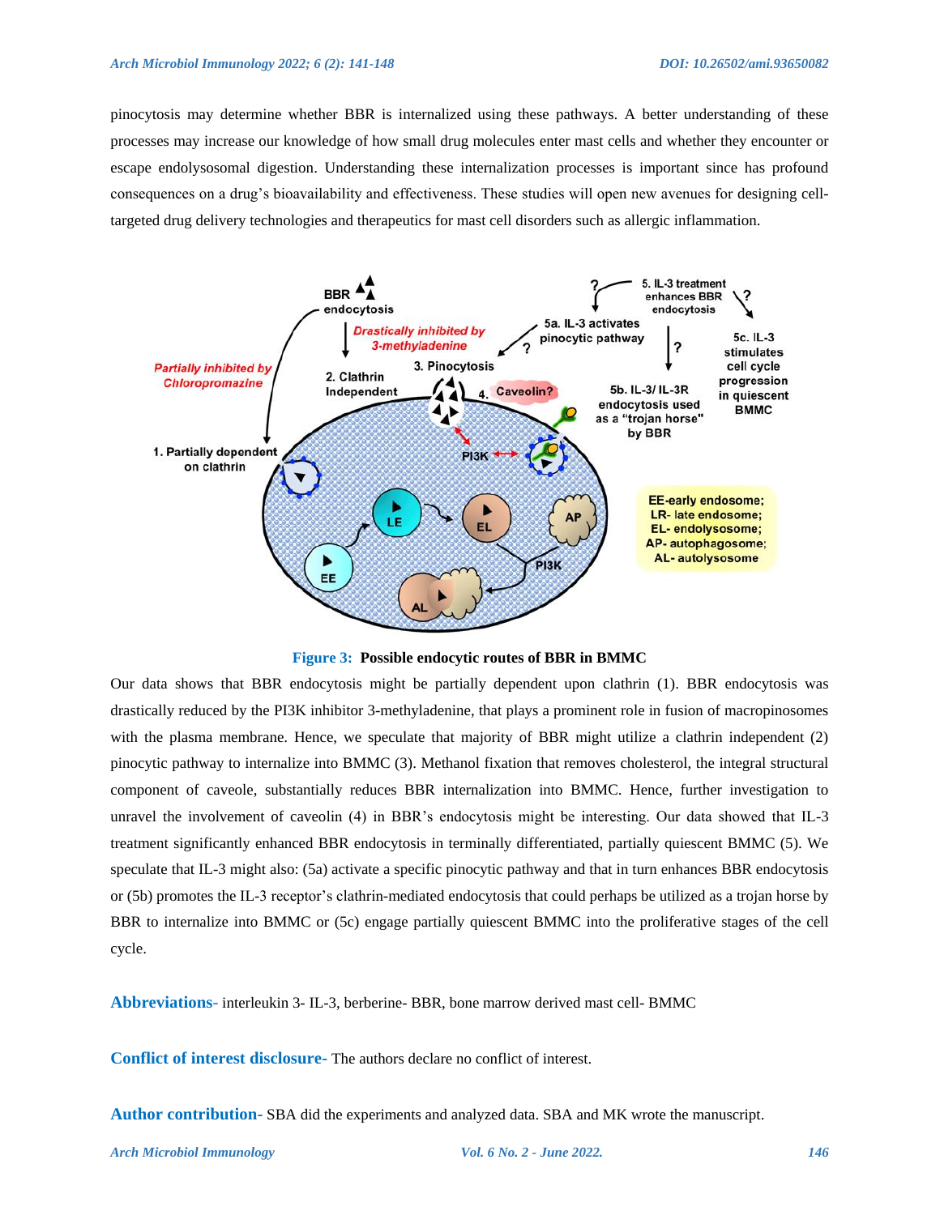pinocytosis may determine whether BBR is internalized using these pathways. A better understanding of these processes may increase our knowledge of how small drug molecules enter mast cells and whether they encounter or escape endolysosomal digestion. Understanding these internalization processes is important since has profound consequences on a drug's bioavailability and effectiveness. These studies will open new avenues for designing cell-targeted drug delivery technologies and therapeutics for mast cell disorders such as allergic inflammation.

**Figure 3: Possible endocytic routes of BBR in BMMC**

Our data shows that BBR endocytosis might be partially dependent upon clathrin (1). BBR endocytosis was drastically reduced by the PI3K inhibitor 3-methyladenine, that plays a prominent role in fusion of macropinosomes with the plasma membrane. Hence, we speculate that majority of BBR might utilize a clathrin independent (2) pinocytic pathway to internalize into BMMC (3). Methanol fixation that removes cholesterol, the integral structural component of caveole, substantially reduces BBR internalization into BMMC. Hence, further investigation to unravel the involvement of caveolin (4) in BBR's endocytosis might be interesting. Our data showed that IL-3 treatment significantly enhanced BBR endocytosis in terminally differentiated, partially quiescent BMMC (5). We speculate that IL-3 might also: (5a) activate a specific pinocytic pathway and that in turn enhances BBR endocytosis or (5b) promotes the IL-3 receptor's clathrin-mediated endocytosis that could perhaps be utilized as a trojan horse by BBR to internalize into BMMC or (5c) engage partially quiescent BMMC into the proliferative stages of the cell cycle.

**Abbreviations**- interleukin 3- IL-3, berberine- BBR, bone marrow derived mast cell- BMMC

**Conflict of interest disclosure**- The authors declare no conflict of interest.

**Author contribution**- SBA did the experiments and analyzed data. SBA and MK wrote the manuscript.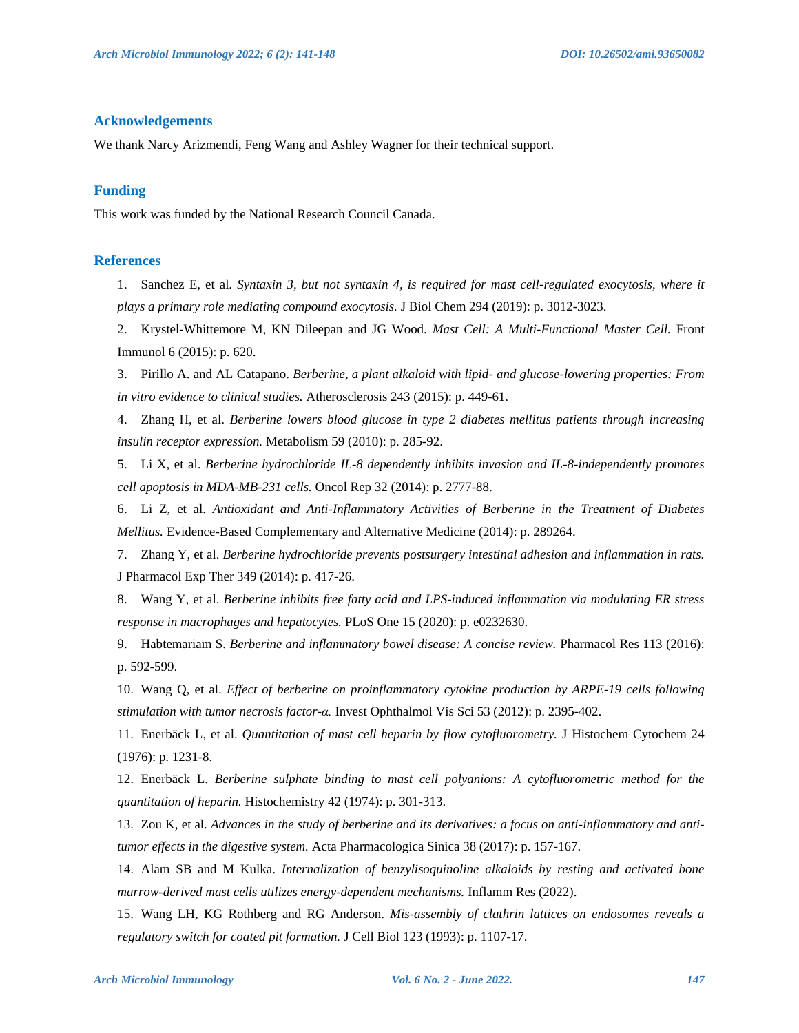## Acknowledgements

We thank Narcy Arizmendi, Feng Wang and Ashley Wagner for their technical support.

## Funding

This work was funded by the National Research Council Canada.

## References

1. Sanchez E, et al. *Syntaxin 3, but not syntaxin 4, is required for mast cell-regulated exocytosis, where it plays a primary role mediating compound exocytosis.* J Biol Chem 294 (2019): p. 3012-3023.
2. Krystel-Whittemore M, KN Dileepan and JG Wood. *Mast Cell: A Multi-Functional Master Cell.* Front Immunol 6 (2015): p. 620.
3. Pirillo A. and AL Catapano. *Berberine, a plant alkaloid with lipid- and glucose-lowering properties: From in vitro evidence to clinical studies.* Atherosclerosis 243 (2015): p. 449-61.
4. Zhang H, et al. *Berberine lowers blood glucose in type 2 diabetes mellitus patients through increasing insulin receptor expression.* Metabolism 59 (2010): p. 285-92.
5. Li X, et al. *Berberine hydrochloride IL-8 dependently inhibits invasion and IL-8-independently promotes cell apoptosis in MDA-MB-231 cells.* Oncol Rep 32 (2014): p. 2777-88.
6. Li Z, et al. *Antioxidant and Anti-Inflammatory Activities of Berberine in the Treatment of Diabetes Mellitus.* Evidence-Based Complementary and Alternative Medicine (2014): p. 289264.
7. Zhang Y, et al. *Berberine hydrochloride prevents postsurgery intestinal adhesion and inflammation in rats.* J Pharmacol Exp Ther 349 (2014): p. 417-26.
8. Wang Y, et al. *Berberine inhibits free fatty acid and LPS-induced inflammation via modulating ER stress response in macrophages and hepatocytes.* PLoS One 15 (2020): p. e0232630.
9. Habtemariam S. *Berberine and inflammatory bowel disease: A concise review.* Pharmacol Res 113 (2016): p. 592-599.
10. Wang Q, et al. *Effect of berberine on proinflammatory cytokine production by ARPE-19 cells following stimulation with tumor necrosis factor-α.* Invest Ophthalmol Vis Sci 53 (2012): p. 2395-402.
11. Enerbäck L, et al. *Quantitation of mast cell heparin by flow cytofluorometry.* J Histochem Cytochem 24 (1976): p. 1231-8.
12. Enerbäck L. *Berberine sulphate binding to mast cell polyanions: A cytofluorometric method for the quantitation of heparin.* Histochemistry 42 (1974): p. 301-313.
13. Zou K, et al. *Advances in the study of berberine and its derivatives: a focus on anti-inflammatory and anti-tumor effects in the digestive system.* Acta Pharmacologica Sinica 38 (2017): p. 157-167.
14. Alam SB and M Kulka. *Internalization of benzylisoquinoline alkaloids by resting and activated bone marrow-derived mast cells utilizes energy-dependent mechanisms.* Inflamm Res (2022).
15. Wang LH, KG Rothberg and RG Anderson. *Mis-assembly of clathrin lattices on endosomes reveals a regulatory switch for coated pit formation.* J Cell Biol 123 (1993): p. 1107-17.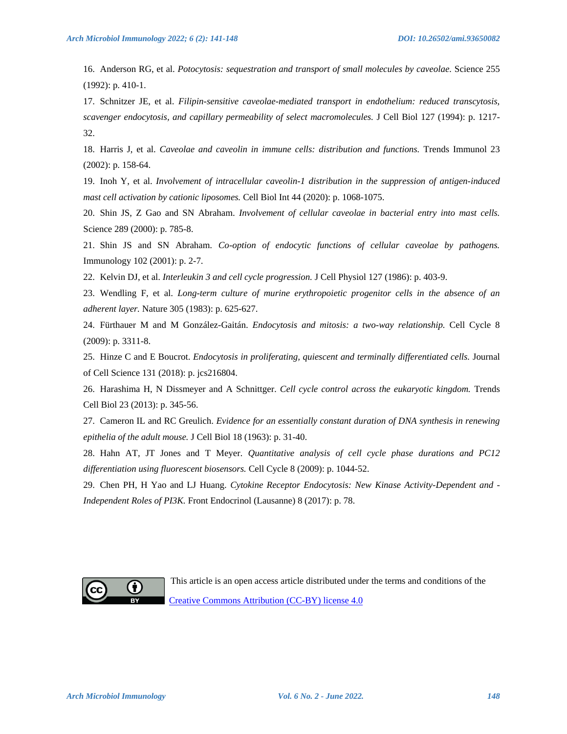16. Anderson RG, et al. *Potocytosis: sequestration and transport of small molecules by caveolae.* Science 255 (1992): p. 410-1.
17. Schnitzer JE, et al. *Filipin-sensitive caveolae-mediated transport in endothelium: reduced transcytosis, scavenger endocytosis, and capillary permeability of select macromolecules.* J Cell Biol 127 (1994): p. 1217-32.
18. Harris J, et al. *Caveolae and caveolin in immune cells: distribution and functions.* Trends Immunol 23 (2002): p. 158-64.
19. Inoh Y, et al. *Involvement of intracellular caveolin-1 distribution in the suppression of antigen-induced mast cell activation by cationic liposomes.* Cell Biol Int 44 (2020): p. 1068-1075.
20. Shin JS, Z Gao and SN Abraham. *Involvement of cellular caveolae in bacterial entry into mast cells.* Science 289 (2000): p. 785-8.
21. Shin JS and SN Abraham. *Co-option of endocytic functions of cellular caveolae by pathogens.* Immunology 102 (2001): p. 2-7.
22. Kelvin DJ, et al. *Interleukin 3 and cell cycle progression.* J Cell Physiol 127 (1986): p. 403-9.
23. Wendling F, et al. *Long-term culture of murine erythropoietic progenitor cells in the absence of an adherent layer.* Nature 305 (1983): p. 625-627.
24. Fürthauer M and M González-Gaitán. *Endocytosis and mitosis: a two-way relationship.* Cell Cycle 8 (2009): p. 3311-8.
25. Hinze C and E Boucrot. *Endocytosis in proliferating, quiescent and terminally differentiated cells.* Journal of Cell Science 131 (2018): p. jcs216804.
26. Harashima H, N Dissmeyer and A Schnittger. *Cell cycle control across the eukaryotic kingdom.* Trends Cell Biol 23 (2013): p. 345-56.
27. Cameron IL and RC Greulich. *Evidence for an essentially constant duration of DNA synthesis in renewing epithelia of the adult mouse.* J Cell Biol 18 (1963): p. 31-40.
28. Hahn AT, JT Jones and T Meyer. *Quantitative analysis of cell cycle phase durations and PC12 differentiation using fluorescent biosensors.* Cell Cycle 8 (2009): p. 1044-52.
29. Chen PH, H Yao and LJ Huang. *Cytokine Receptor Endocytosis: New Kinase Activity-Dependent and -Independent Roles of PI3K.* Front Endocrinol (Lausanne) 8 (2017): p. 78.

This article is an open access article distributed under the terms and conditions of the Creative Commons Attribution (CC-BY) license 4.0